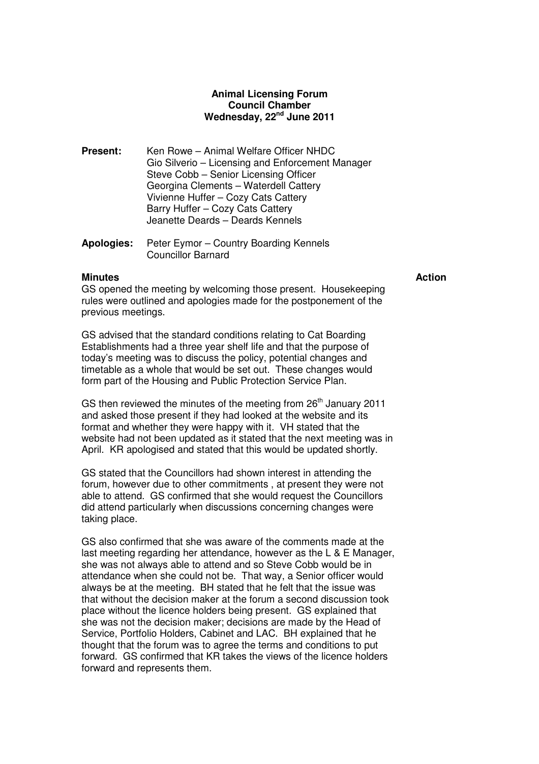**Animal Licensing Forum**
**Council Chamber**
**Wednesday, 22nd June 2011**

**Present:** Ken Rowe – Animal Welfare Officer NHDC
Gio Silverio – Licensing and Enforcement Manager
Steve Cobb – Senior Licensing Officer
Georgina Clements – Waterdell Cattery
Vivienne Huffer – Cozy Cats Cattery
Barry Huffer – Cozy Cats Cattery
Jeanette Deards – Deards Kennels

**Apologies:** Peter Eymor – Country Boarding Kennels
Councillor Barnard

**Minutes** **Action**

GS opened the meeting by welcoming those present. Housekeeping rules were outlined and apologies made for the postponement of the previous meetings.

GS advised that the standard conditions relating to Cat Boarding Establishments had a three year shelf life and that the purpose of today's meeting was to discuss the policy, potential changes and timetable as a whole that would be set out. These changes would form part of the Housing and Public Protection Service Plan.

GS then reviewed the minutes of the meeting from 26th January 2011 and asked those present if they had looked at the website and its format and whether they were happy with it. VH stated that the website had not been updated as it stated that the next meeting was in April. KR apologised and stated that this would be updated shortly.

GS stated that the Councillors had shown interest in attending the forum, however due to other commitments , at present they were not able to attend. GS confirmed that she would request the Councillors did attend particularly when discussions concerning changes were taking place.

GS also confirmed that she was aware of the comments made at the last meeting regarding her attendance, however as the L & E Manager, she was not always able to attend and so Steve Cobb would be in attendance when she could not be. That way, a Senior officer would always be at the meeting. BH stated that he felt that the issue was that without the decision maker at the forum a second discussion took place without the licence holders being present. GS explained that she was not the decision maker; decisions are made by the Head of Service, Portfolio Holders, Cabinet and LAC. BH explained that he thought that the forum was to agree the terms and conditions to put forward. GS confirmed that KR takes the views of the licence holders forward and represents them.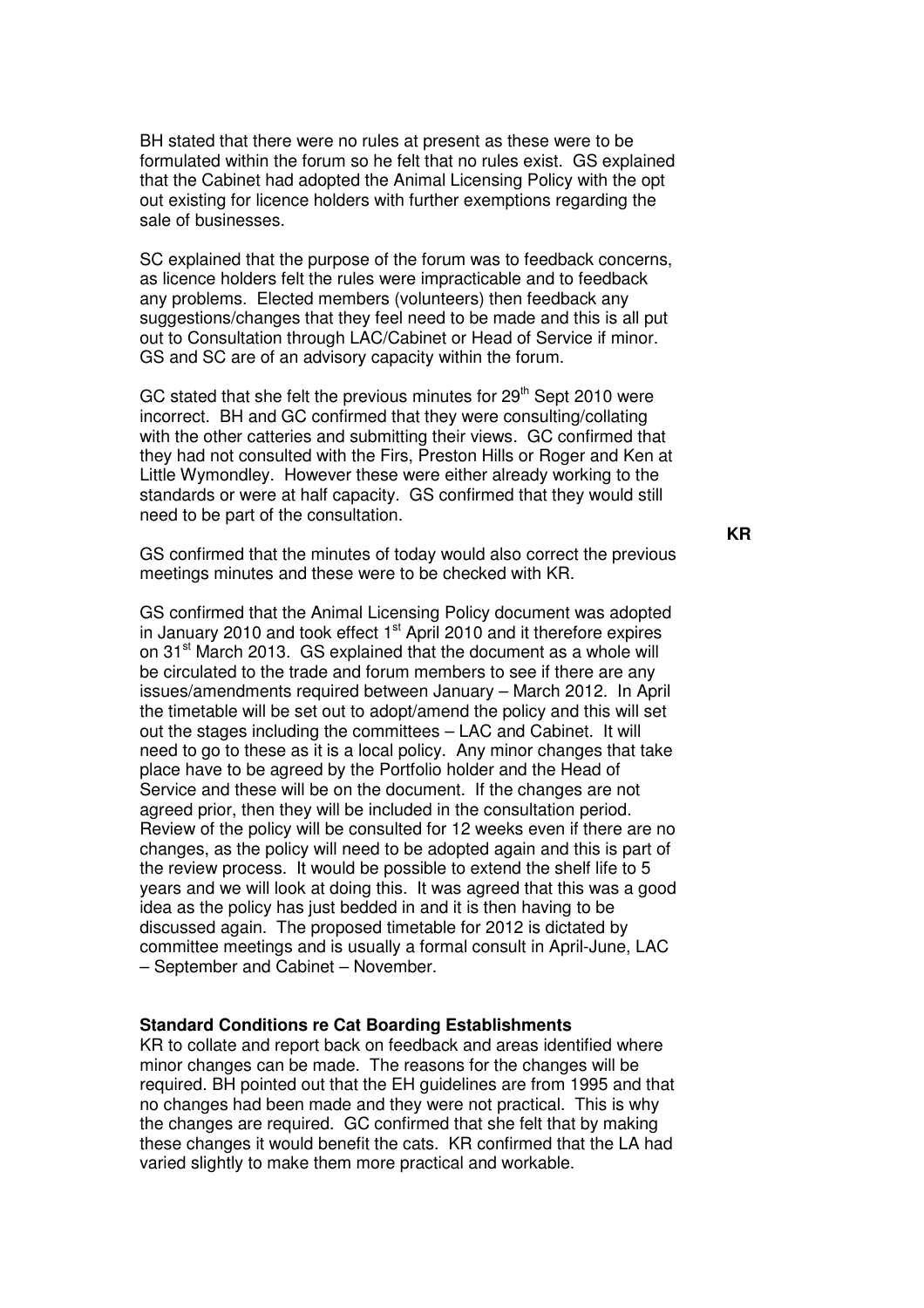BH stated that there were no rules at present as these were to be formulated within the forum so he felt that no rules exist. GS explained that the Cabinet had adopted the Animal Licensing Policy with the opt out existing for licence holders with further exemptions regarding the sale of businesses.

SC explained that the purpose of the forum was to feedback concerns, as licence holders felt the rules were impracticable and to feedback any problems. Elected members (volunteers) then feedback any suggestions/changes that they feel need to be made and this is all put out to Consultation through LAC/Cabinet or Head of Service if minor. GS and SC are of an advisory capacity within the forum.

GC stated that she felt the previous minutes for 29th Sept 2010 were incorrect. BH and GC confirmed that they were consulting/collating with the other catteries and submitting their views. GC confirmed that they had not consulted with the Firs, Preston Hills or Roger and Ken at Little Wymondley. However these were either already working to the standards or were at half capacity. GS confirmed that they would still need to be part of the consultation.

**KR**

GS confirmed that the minutes of today would also correct the previous meetings minutes and these were to be checked with KR.

GS confirmed that the Animal Licensing Policy document was adopted in January 2010 and took effect 1st April 2010 and it therefore expires on 31st March 2013. GS explained that the document as a whole will be circulated to the trade and forum members to see if there are any issues/amendments required between January – March 2012. In April the timetable will be set out to adopt/amend the policy and this will set out the stages including the committees – LAC and Cabinet. It will need to go to these as it is a local policy. Any minor changes that take place have to be agreed by the Portfolio holder and the Head of Service and these will be on the document. If the changes are not agreed prior, then they will be included in the consultation period. Review of the policy will be consulted for 12 weeks even if there are no changes, as the policy will need to be adopted again and this is part of the review process. It would be possible to extend the shelf life to 5 years and we will look at doing this. It was agreed that this was a good idea as the policy has just bedded in and it is then having to be discussed again. The proposed timetable for 2012 is dictated by committee meetings and is usually a formal consult in April-June, LAC – September and Cabinet – November.

**Standard Conditions re Cat Boarding Establishments**

KR to collate and report back on feedback and areas identified where minor changes can be made. The reasons for the changes will be required. BH pointed out that the EH guidelines are from 1995 and that no changes had been made and they were not practical. This is why the changes are required. GC confirmed that she felt that by making these changes it would benefit the cats. KR confirmed that the LA had varied slightly to make them more practical and workable.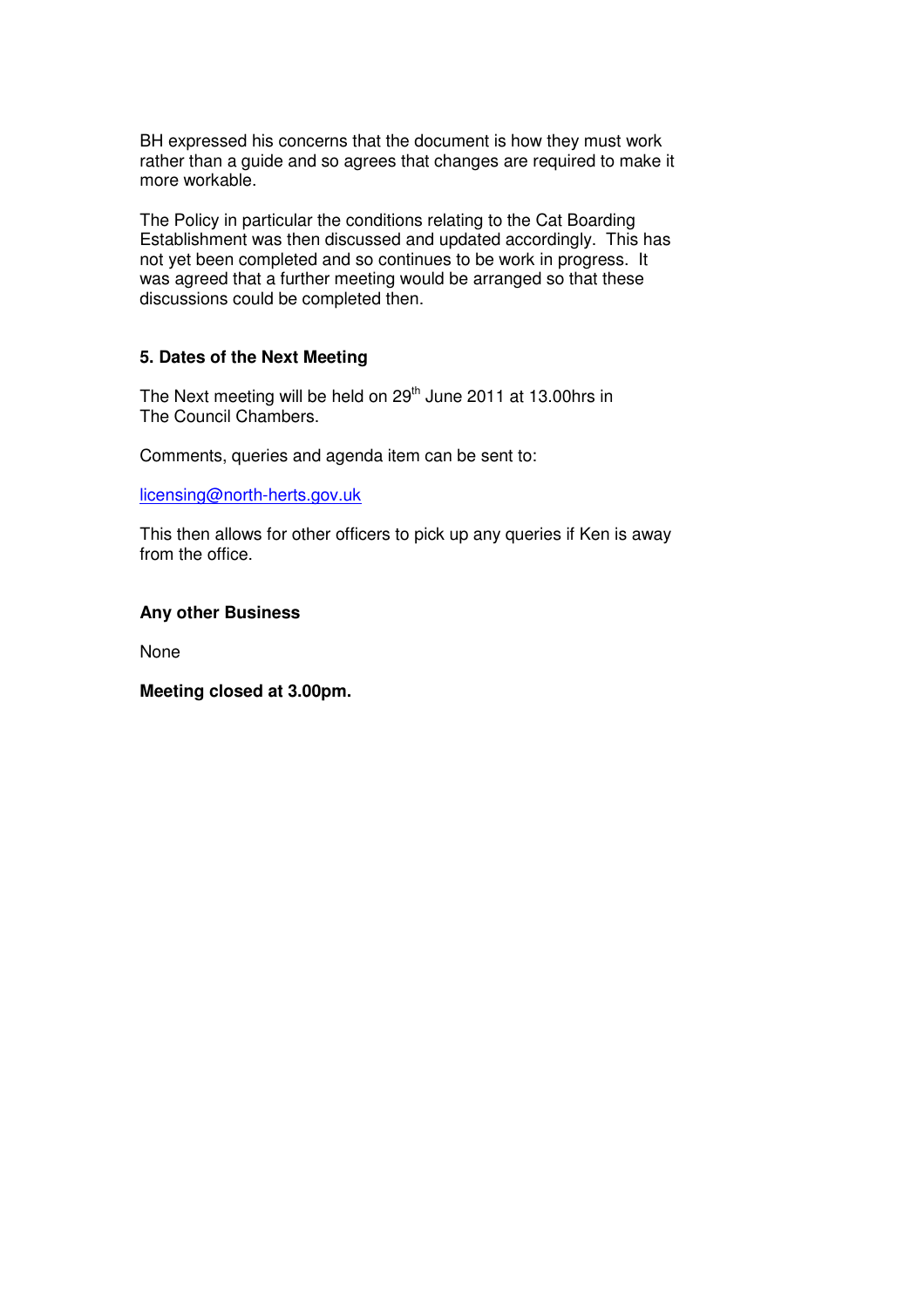BH expressed his concerns that the document is how they must work rather than a guide and so agrees that changes are required to make it more workable.

The Policy in particular the conditions relating to the Cat Boarding Establishment was then discussed and updated accordingly. This has not yet been completed and so continues to be work in progress. It was agreed that a further meeting would be arranged so that these discussions could be completed then.

## 5. Dates of the Next Meeting

The Next meeting will be held on 29th June 2011 at 13.00hrs in The Council Chambers.

Comments, queries and agenda item can be sent to:

licensing@north-herts.gov.uk

This then allows for other officers to pick up any queries if Ken is away from the office.

## Any other Business

None

**Meeting closed at 3.00pm.**